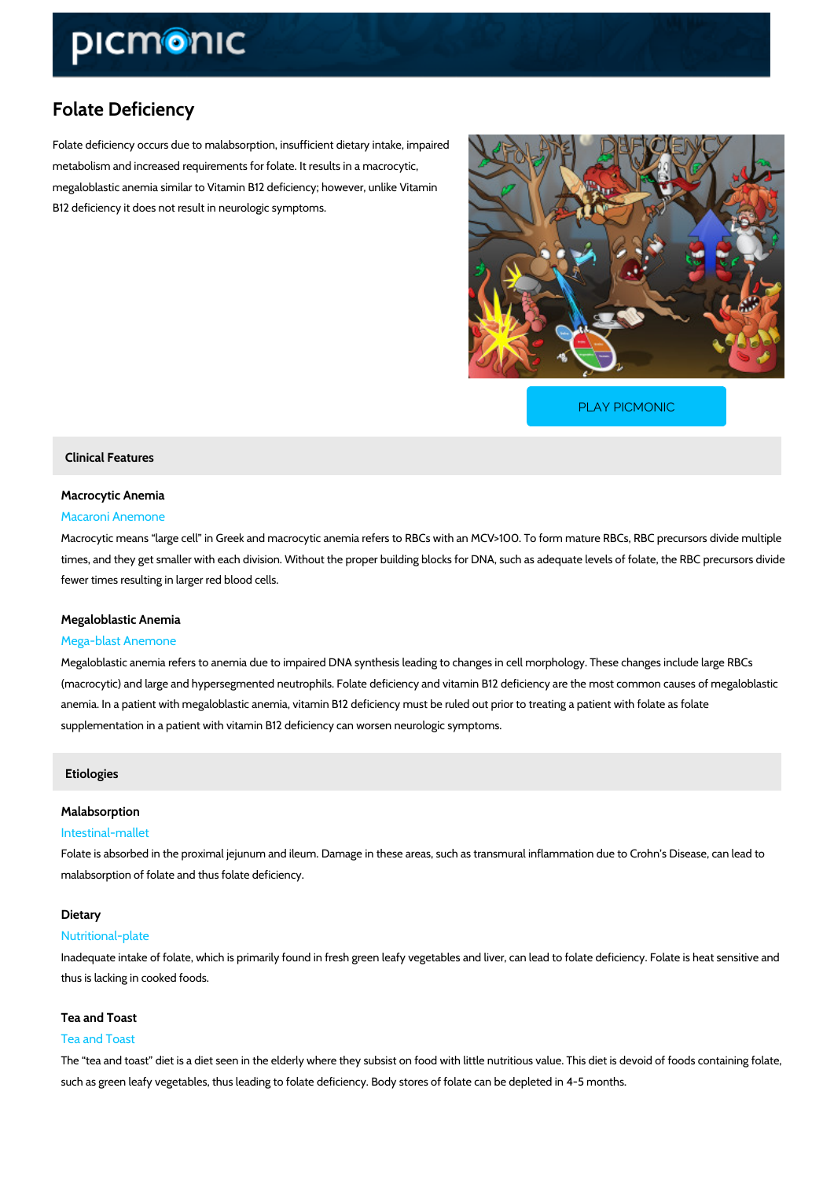# Folate Deficiency

Folate deficiency occurs due to malabsorption, insufficient dietary intake, impaired metabolism and increased requirements for folate. It results in a macrocytic, megaloblastic anemia similar to Vitamin B12 deficiency; however, unlike Vitamin B12 deficiency it does not result in neurologic symptoms.

PLAY PICMONIC

## Clinical Features

### Macrocytic Anemia

Macaroni Anemone

Macrocytic means "large cell" in Greek and macrocytic anemia refers to RBCs with an MCV>100. To form mature RBCs, RBC precursors divide multiple times, and they get smaller with each division. Without the proper building blocks for DNA, such as adequate levels of folate, the RBC precursors divide fewer times resulting in larger red blood cells.

### Megaloblastic Anemia

Mega-blast Anemone

Megaloblastic anemia refers to anemia due to impaired DNA synthesis leading to changes in cell morphology. These changes include large RBCs (macrocytic) and large and hypersegmented neutrophils. Folate deficiency and vitamin B12 deficiency are the most common causes of megaloblastic anemia. In a patient with megaloblastic anemia, vitamin B12 deficiency must be ruled out prior to treating a patient with folate as folate supplementation in a patient with vitamin B12 deficiency can worsen neurologic symptoms.

## Etiologies

### Malabsorption

Intestinal-mallet

Folate is absorbed in the proximal jejunum and ileum. Damage in these areas, such as transmural inflammation due to Crohn's Disease, can lead to malabsorption of folate and thus folate deficiency.

### Dietary

Nutritional-plate

Inadequate intake of folate, which is primarily found in fresh green leafy vegetables and liver, can lead to folate deficiency. Folate is heat sensitive and thus is lacking in cooked foods.

### Tea and Toast

Tea and Toast

The "tea and toast" diet is a diet seen in the elderly where they subsist on food with little nutritious value. This diet is devoid of foods containing folate, such as green leafy vegetables, thus leading to folate deficiency. Body stores of folate can be depleted in 4-5 months.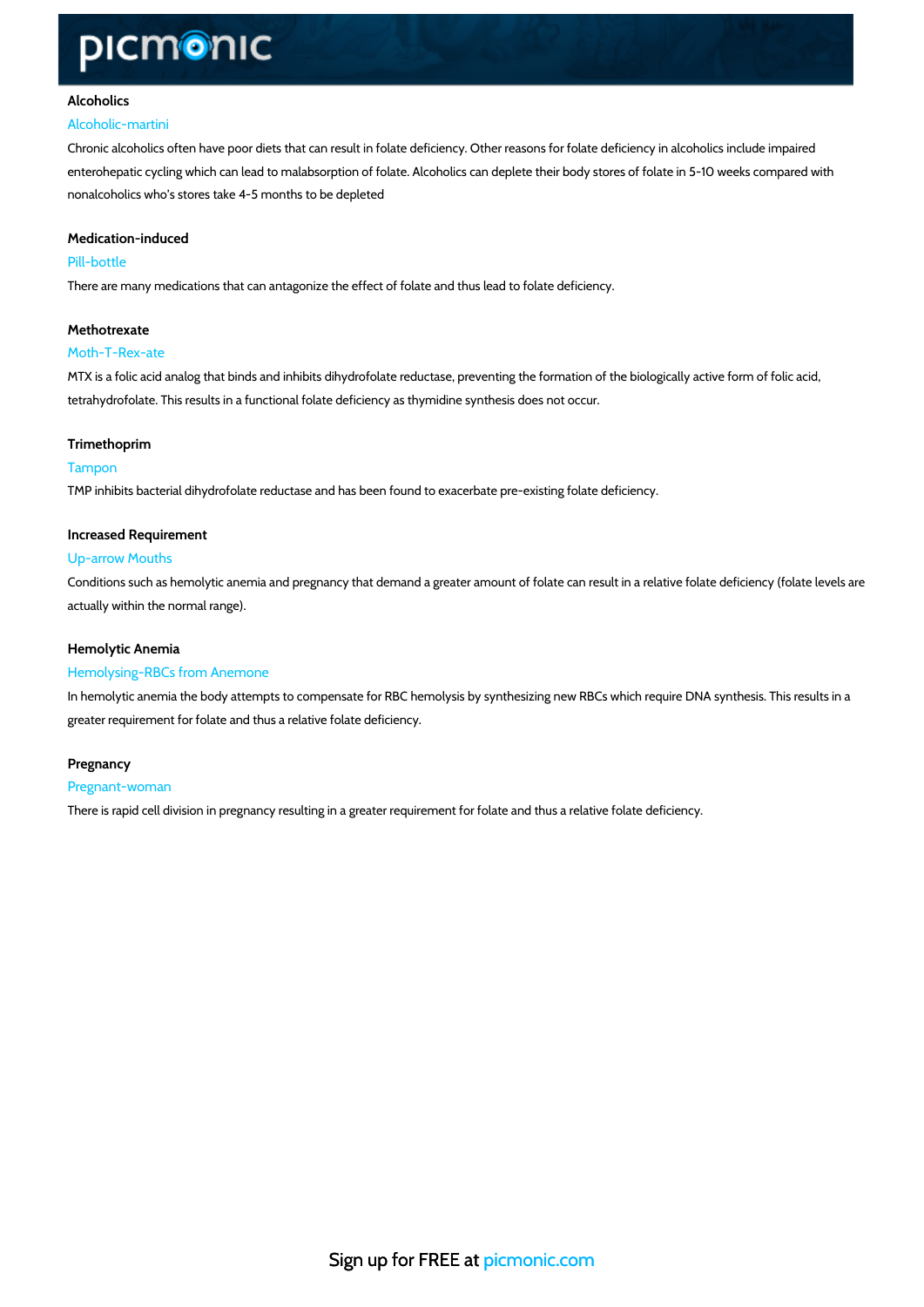**Alcoholics**

Alcoholic-martini

Chronic alcoholics often have poor diets that can result in folate deficiency. Other reasons for folate deficiency in alcoholics include impaired enterohepatic cycling which can lead to malabsorption of folate. Alcoholics can deplete their body stores of folate in 5-10 weeks compared with nonalcoholics who's stores take 4-5 months to be depleted

**Medication-induced**

Pill-bottle

There are many medications that can antagonize the effect of folate and thus lead to folate deficiency.

**Methotrexate**

Moth-T-Rex-ate

MTX is a folic acid analog that binds and inhibits dihydrofolate reductase, preventing the formation of the biologically active form of folic acid, tetrahydrofolate. This results in a functional folate deficiency as thymidine synthesis does not occur.

**Trimethoprim**

Tampon

TMP inhibits bacterial dihydrofolate reductase and has been found to exacerbate pre-existing folate deficiency.

**Increased Requirement**

Up-arrow Mouths

Conditions such as hemolytic anemia and pregnancy that demand a greater amount of folate can result in a relative folate deficiency (folate levels are actually within the normal range).

**Hemolytic Anemia**

Hemolysing-RBCs from Anemone

In hemolytic anemia the body attempts to compensate for RBC hemolysis by synthesizing new RBCs which require DNA synthesis. This results in a greater requirement for folate and thus a relative folate deficiency.

**Pregnancy**

Pregnant-woman

There is rapid cell division in pregnancy resulting in a greater requirement for folate and thus a relative folate deficiency.